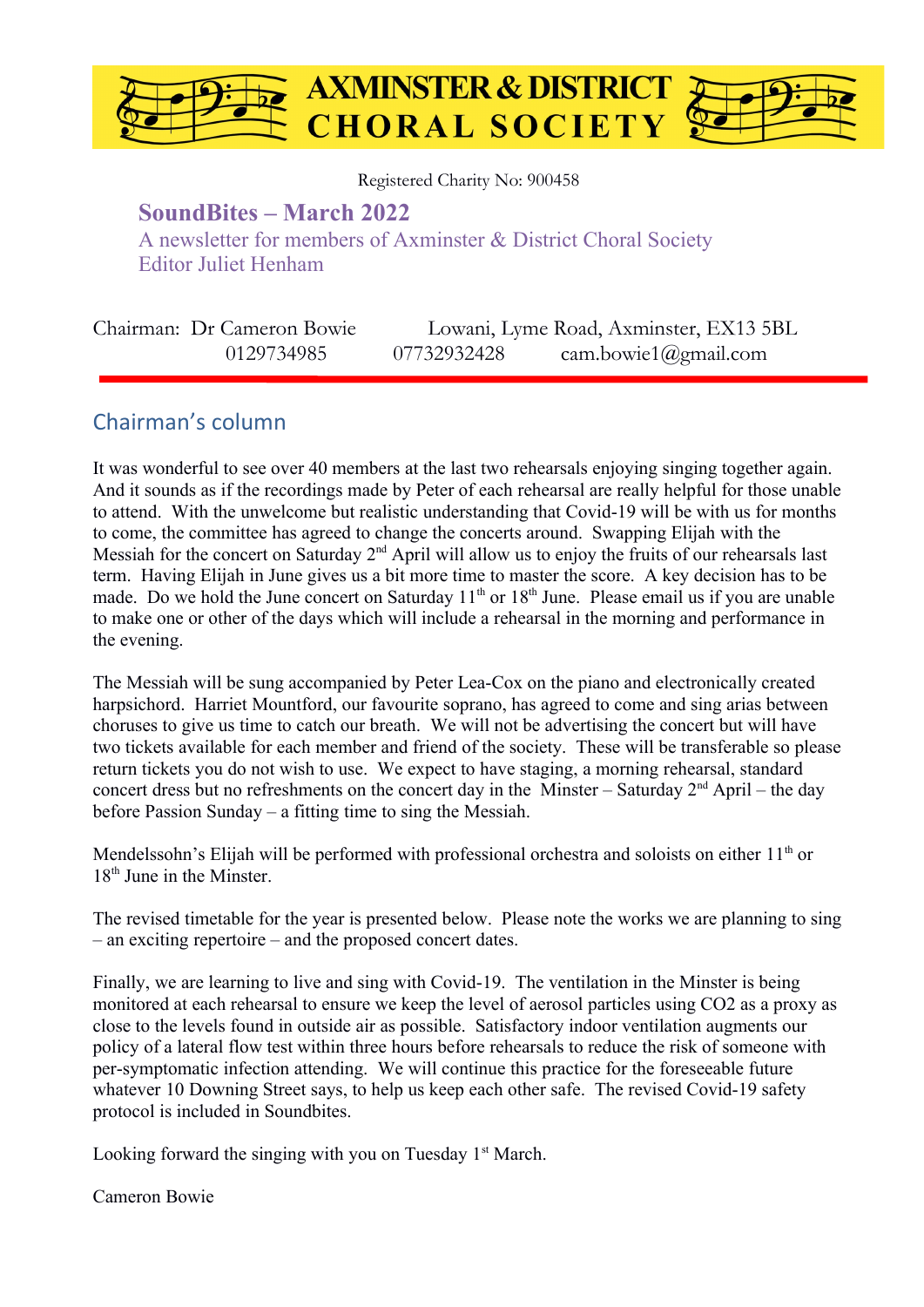# AXMINSTER & DISTRICT CHORAL SOCIETY

Registered Charity No: 900458

## SoundBites – March 2022

A newsletter for members of Axminster & District Choral Society
Editor Juliet Henham

Chairman: Dr Cameron Bowie     Lowani, Lyme Road, Axminster, EX13 5BL
0129734985     07732932428     cam.bowie1@gmail.com

## Chairman's column

It was wonderful to see over 40 members at the last two rehearsals enjoying singing together again. And it sounds as if the recordings made by Peter of each rehearsal are really helpful for those unable to attend. With the unwelcome but realistic understanding that Covid-19 will be with us for months to come, the committee has agreed to change the concerts around. Swapping Elijah with the Messiah for the concert on Saturday 2nd April will allow us to enjoy the fruits of our rehearsals last term. Having Elijah in June gives us a bit more time to master the score. A key decision has to be made. Do we hold the June concert on Saturday 11th or 18th June. Please email us if you are unable to make one or other of the days which will include a rehearsal in the morning and performance in the evening.

The Messiah will be sung accompanied by Peter Lea-Cox on the piano and electronically created harpsichord. Harriet Mountford, our favourite soprano, has agreed to come and sing arias between choruses to give us time to catch our breath. We will not be advertising the concert but will have two tickets available for each member and friend of the society. These will be transferable so please return tickets you do not wish to use. We expect to have staging, a morning rehearsal, standard concert dress but no refreshments on the concert day in the Minster – Saturday 2nd April – the day before Passion Sunday – a fitting time to sing the Messiah.

Mendelssohn's Elijah will be performed with professional orchestra and soloists on either 11th or 18th June in the Minster.

The revised timetable for the year is presented below. Please note the works we are planning to sing – an exciting repertoire – and the proposed concert dates.

Finally, we are learning to live and sing with Covid-19. The ventilation in the Minster is being monitored at each rehearsal to ensure we keep the level of aerosol particles using $CO_2$ as a proxy as close to the levels found in outside air as possible. Satisfactory indoor ventilation augments our policy of a lateral flow test within three hours before rehearsals to reduce the risk of someone with per-symptomatic infection attending. We will continue this practice for the foreseeable future whatever 10 Downing Street says, to help us keep each other safe. The revised Covid-19 safety protocol is included in Soundbites.

Looking forward the singing with you on Tuesday 1st March.

Cameron Bowie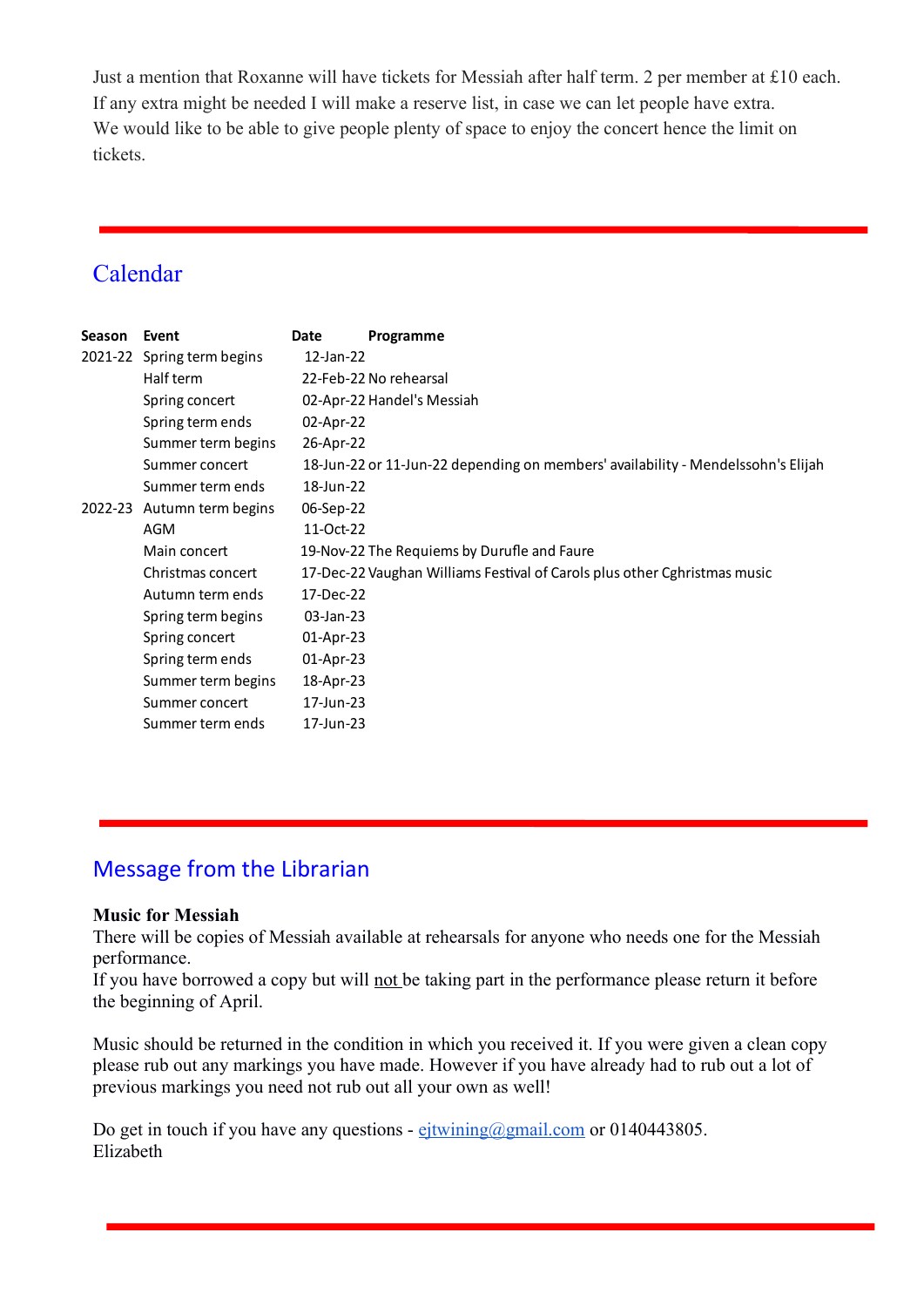Just a mention that Roxanne will have tickets for Messiah after half term. 2 per member at £10 each. If any extra might be needed I will make a reserve list, in case we can let people have extra. We would like to be able to give people plenty of space to enjoy the concert hence the limit on tickets.

---

## Calendar

| Season | Event | Date | Programme |
|---|---|---|---|
| 2021-22 | Spring term begins | 12-Jan-22 | |
| | Half term | 22-Feb-22 | No rehearsal |
| | Spring concert | 02-Apr-22 | Handel's Messiah |
| | Spring term ends | 02-Apr-22 | |
| | Summer term begins | 26-Apr-22 | |
| | Summer concert | 18-Jun-22 or 11-Jun-22 depending on members' availability - Mendelssohn's Elijah | |
| | Summer term ends | 18-Jun-22 | |
| 2022-23 | Autumn term begins | 06-Sep-22 | |
| | AGM | 11-Oct-22 | |
| | Main concert | 19-Nov-22 | The Requiems by Durufle and Faure |
| | Christmas concert | 17-Dec-22 | Vaughan Williams Festival of Carols plus other Cghristmas music |
| | Autumn term ends | 17-Dec-22 | |
| | Spring term begins | 03-Jan-23 | |
| | Spring concert | 01-Apr-23 | |
| | Spring term ends | 01-Apr-23 | |
| | Summer term begins | 18-Apr-23 | |
| | Summer concert | 17-Jun-23 | |
| | Summer term ends | 17-Jun-23 | |

---

## Message from the Librarian

**Music for Messiah**

There will be copies of Messiah available at rehearsals for anyone who needs one for the Messiah performance.
If you have borrowed a copy but will not be taking part in the performance please return it before the beginning of April.

Music should be returned in the condition in which you received it. If you were given a clean copy please rub out any markings you have made. However if you have already had to rub out a lot of previous markings you need not rub out all your own as well!

Do get in touch if you have any questions - ejtwining@gmail.com or 0140443805.
Elizabeth

---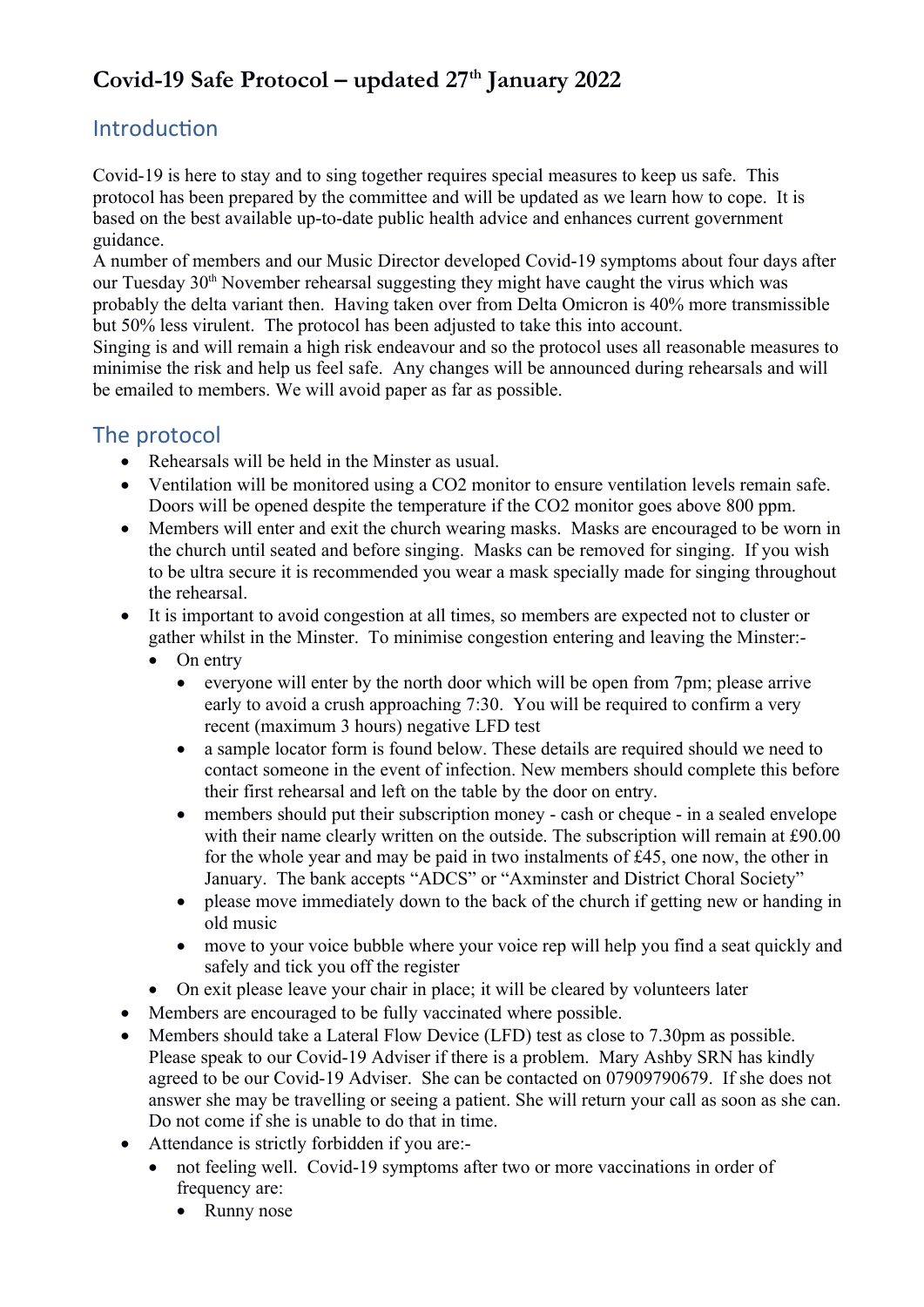# Covid-19 Safe Protocol – updated 27th January 2022

## Introduction

Covid-19 is here to stay and to sing together requires special measures to keep us safe. This protocol has been prepared by the committee and will be updated as we learn how to cope. It is based on the best available up-to-date public health advice and enhances current government guidance.

A number of members and our Music Director developed Covid-19 symptoms about four days after our Tuesday 30th November rehearsal suggesting they might have caught the virus which was probably the delta variant then. Having taken over from Delta Omicron is 40% more transmissible but 50% less virulent. The protocol has been adjusted to take this into account.

Singing is and will remain a high risk endeavour and so the protocol uses all reasonable measures to minimise the risk and help us feel safe. Any changes will be announced during rehearsals and will be emailed to members. We will avoid paper as far as possible.

## The protocol

- Rehearsals will be held in the Minster as usual.
- Ventilation will be monitored using a CO2 monitor to ensure ventilation levels remain safe. Doors will be opened despite the temperature if the CO2 monitor goes above 800 ppm.
- Members will enter and exit the church wearing masks. Masks are encouraged to be worn in the church until seated and before singing. Masks can be removed for singing. If you wish to be ultra secure it is recommended you wear a mask specially made for singing throughout the rehearsal.
- It is important to avoid congestion at all times, so members are expected not to cluster or gather whilst in the Minster. To minimise congestion entering and leaving the Minster:-
  - On entry
    - everyone will enter by the north door which will be open from 7pm; please arrive early to avoid a crush approaching 7:30. You will be required to confirm a very recent (maximum 3 hours) negative LFD test
    - a sample locator form is found below. These details are required should we need to contact someone in the event of infection. New members should complete this before their first rehearsal and left on the table by the door on entry.
    - members should put their subscription money - cash or cheque - in a sealed envelope with their name clearly written on the outside. The subscription will remain at £90.00 for the whole year and may be paid in two instalments of £45, one now, the other in January. The bank accepts "ADCS" or "Axminster and District Choral Society"
    - please move immediately down to the back of the church if getting new or handing in old music
    - move to your voice bubble where your voice rep will help you find a seat quickly and safely and tick you off the register
  - On exit please leave your chair in place; it will be cleared by volunteers later
- Members are encouraged to be fully vaccinated where possible.
- Members should take a Lateral Flow Device (LFD) test as close to 7.30pm as possible. Please speak to our Covid-19 Adviser if there is a problem. Mary Ashby SRN has kindly agreed to be our Covid-19 Adviser. She can be contacted on 07909790679. If she does not answer she may be travelling or seeing a patient. She will return your call as soon as she can. Do not come if she is unable to do that in time.
- Attendance is strictly forbidden if you are:-
  - not feeling well. Covid-19 symptoms after two or more vaccinations in order of frequency are:
    - Runny nose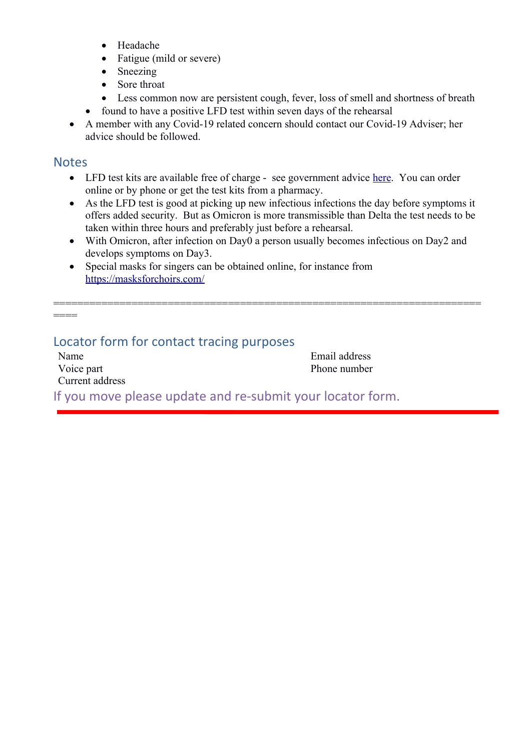- Headache
        - Fatigue (mild or severe)
        - Sneezing
        - Sore throat
        - Less common now are persistent cough, fever, loss of smell and shortness of breath
    - found to have a positive LFD test within seven days of the rehearsal
- A member with any Covid-19 related concern should contact our Covid-19 Adviser; her advice should be followed.

## Notes

- LFD test kits are available free of charge - see government advice [here](). You can order online or by phone or get the test kits from a pharmacy.
- As the LFD test is good at picking up new infectious infections the day before symptoms it offers added security. But as Omicron is more transmissible than Delta the test needs to be taken within three hours and preferably just before a rehearsal.
- With Omicron, after infection on Day0 a person usually becomes infectious on Day2 and develops symptoms on Day3.
- Special masks for singers can be obtained online, for instance from https://masksforchoirs.com/

=========================================================================
====

## Locator form for contact tracing purposes

Name

Voice part

Current address

Email address

Phone number

If you move please update and re-submit your locator form.

---